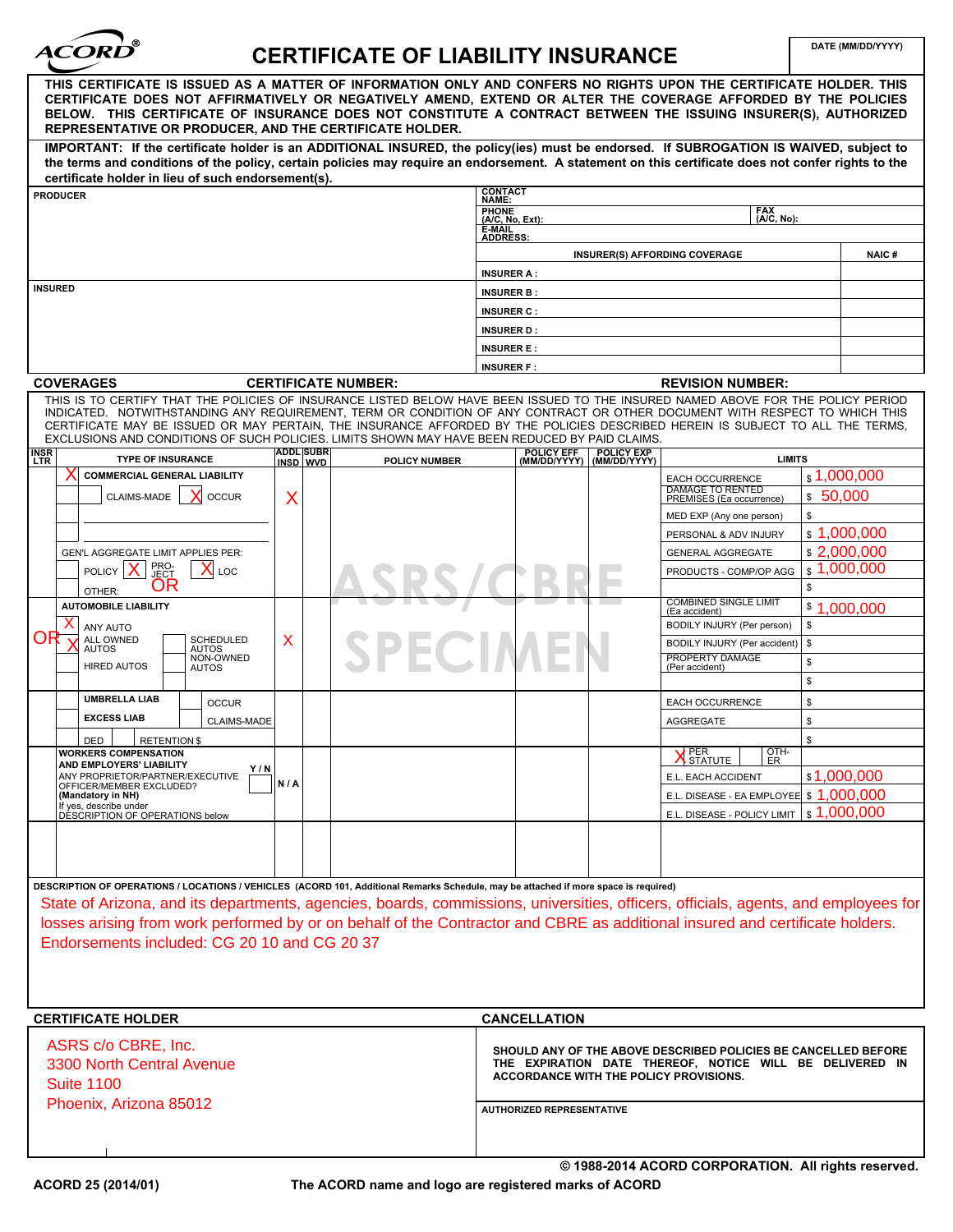ACORD®

# CERTIFICATE OF LIABILITY INSURANCE

DATE (MM/DD/YYYY)

**THIS CERTIFICATE IS ISSUED AS A MATTER OF INFORMATION ONLY AND CONFERS NO RIGHTS UPON THE CERTIFICATE HOLDER. THIS CERTIFICATE DOES NOT AFFIRMATIVELY OR NEGATIVELY AMEND, EXTEND OR ALTER THE COVERAGE AFFORDED BY THE POLICIES BELOW. THIS CERTIFICATE OF INSURANCE DOES NOT CONSTITUTE A CONTRACT BETWEEN THE ISSUING INSURER(S), AUTHORIZED REPRESENTATIVE OR PRODUCER, AND THE CERTIFICATE HOLDER.**

**IMPORTANT: If the certificate holder is an ADDITIONAL INSURED, the policy(ies) must be endorsed. If SUBROGATION IS WAIVED, subject to the terms and conditions of the policy, certain policies may require an endorsement. A statement on this certificate does not confer rights to the certificate holder in lieu of such endorsement(s).**

| PRODUCER | CONTACT NAME: | |
|---|---|---|
| | PHONE (A/C, No, Ext): | FAX (A/C, No): |
| | E-MAIL ADDRESS: | |
| | INSURER(S) AFFORDING COVERAGE | NAIC # |
| | INSURER A : | |
| INSURED | INSURER B : | |
| | INSURER C : | |
| | INSURER D : | |
| | INSURER E : | |
| | INSURER F : | |

**COVERAGES** **CERTIFICATE NUMBER:** **REVISION NUMBER:**

THIS IS TO CERTIFY THAT THE POLICIES OF INSURANCE LISTED BELOW HAVE BEEN ISSUED TO THE INSURED NAMED ABOVE FOR THE POLICY PERIOD INDICATED. NOTWITHSTANDING ANY REQUIREMENT, TERM OR CONDITION OF ANY CONTRACT OR OTHER DOCUMENT WITH RESPECT TO WHICH THIS CERTIFICATE MAY BE ISSUED OR MAY PERTAIN, THE INSURANCE AFFORDED BY THE POLICIES DESCRIBED HEREIN IS SUBJECT TO ALL THE TERMS, EXCLUSIONS AND CONDITIONS OF SUCH POLICIES. LIMITS SHOWN MAY HAVE BEEN REDUCED BY PAID CLAIMS.

| INSR LTR | TYPE OF INSURANCE | ADDL INSD | SUBR WVD | POLICY NUMBER | POLICY EFF (MM/DD/YYYY) | POLICY EXP (MM/DD/YYYY) | LIMITS | |
|---|---|---|---|---|---|---|---|---|
| | X COMMERCIAL GENERAL LIABILITY | X | | | | | EACH OCCURRENCE | $ 1,000,000 |
| | CLAIMS-MADE / X OCCUR | | | | | | DAMAGE TO RENTED PREMISES (Ea occurrence) | $ 50,000 |
| | | | | | | | MED EXP (Any one person) | $ |
| | | | | | | | PERSONAL & ADV INJURY | $ 1,000,000 |
| | GEN'L AGGREGATE LIMIT APPLIES PER: | | | | | | GENERAL AGGREGATE | $ 2,000,000 |
| | POLICY X PRO-JECT OR X LOC | | | | | | PRODUCTS - COMP/OP AGG | $ 1,000,000 |
| | OTHER: | | | | | | | $ |
| | AUTOMOBILE LIABILITY | X | | | | | COMBINED SINGLE LIMIT (Ea accident) | $ 1,000,000 |
| | X ANY AUTO | | | | | | BODILY INJURY (Per person) | $ |
| | OR X ALL OWNED AUTOS / SCHEDULED AUTOS | | | | | | BODILY INJURY (Per accident) | $ |
| | HIRED AUTOS / NON-OWNED AUTOS | | | | | | PROPERTY DAMAGE (Per accident) | $ |
| | | | | | | | | $ |
| | UMBRELLA LIAB / OCCUR | | | | | | EACH OCCURRENCE | $ |
| | EXCESS LIAB / CLAIMS-MADE | | | | | | AGGREGATE | $ |
| | DED / RETENTION $ | | | | | | | $ |
| | WORKERS COMPENSATION AND EMPLOYERS' LIABILITY Y/N | | | | | | X PER STATUTE / OTH-ER | |
| | ANY PROPRIETOR/PARTNER/EXECUTIVE OFFICER/MEMBER EXCLUDED? (Mandatory in NH) | N/A | | | | | E.L. EACH ACCIDENT | $ 1,000,000 |
| | | | | | | | E.L. DISEASE - EA EMPLOYEE | $ 1,000,000 |
| | If yes, describe under DESCRIPTION OF OPERATIONS below | | | | | | E.L. DISEASE - POLICY LIMIT | $ 1,000,000 |
| | | | | | | | | |

ASRS/CBRE SPECIMEN

**DESCRIPTION OF OPERATIONS / LOCATIONS / VEHICLES** (ACORD 101, Additional Remarks Schedule, may be attached if more space is required)

State of Arizona, and its departments, agencies, boards, commissions, universities, officers, officials, agents, and employees for losses arising from work performed by or on behalf of the Contractor and CBRE as additional insured and certificate holders.
Endorsements included: CG 20 10 and CG 20 37

| CERTIFICATE HOLDER | CANCELLATION |
|---|---|
| ASRS c/o CBRE, Inc.<br>3300 North Central Avenue<br>Suite 1100<br>Phoenix, Arizona 85012 | **SHOULD ANY OF THE ABOVE DESCRIBED POLICIES BE CANCELLED BEFORE THE EXPIRATION DATE THEREOF, NOTICE WILL BE DELIVERED IN ACCORDANCE WITH THE POLICY PROVISIONS.** |
| | AUTHORIZED REPRESENTATIVE |

© 1988-2014 ACORD CORPORATION. All rights reserved.

ACORD 25 (2014/01) The ACORD name and logo are registered marks of ACORD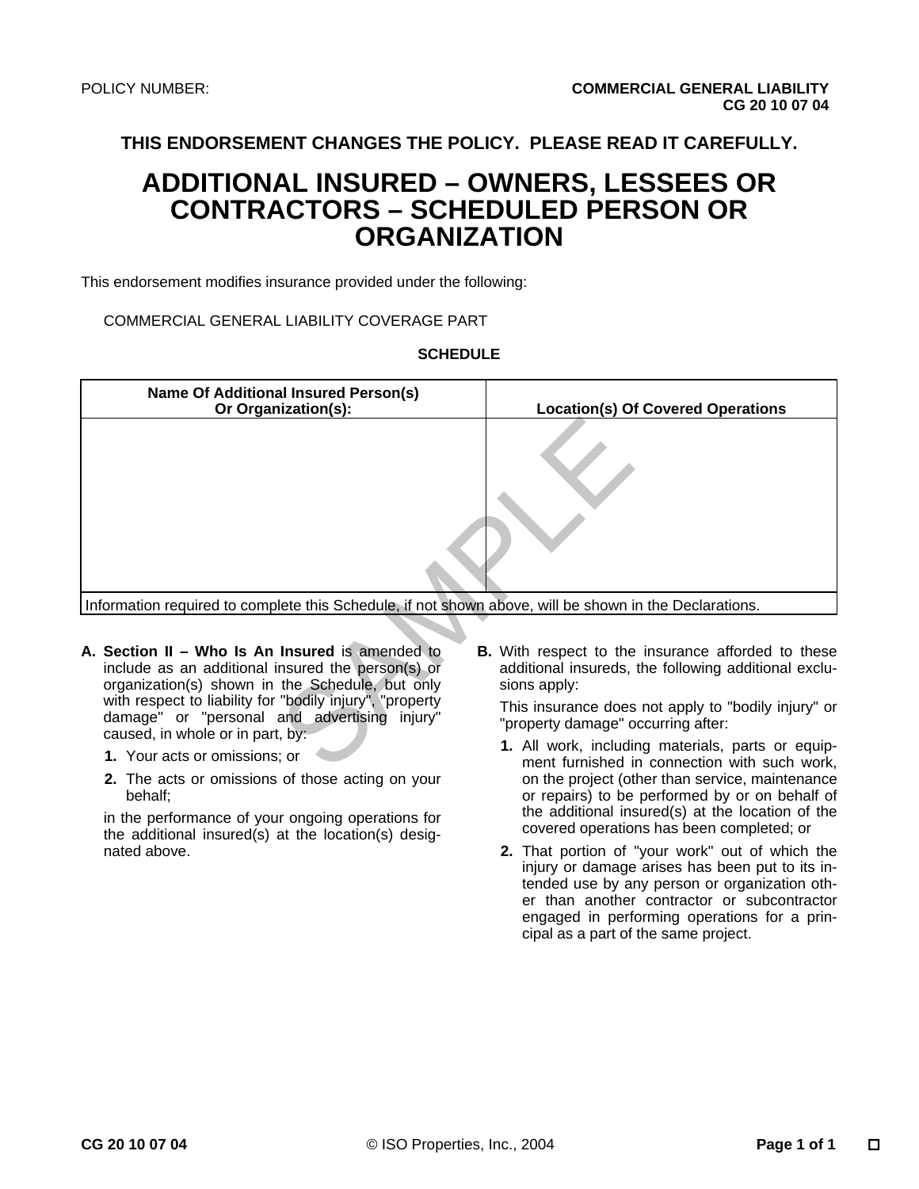POLICY NUMBER: **COMMERCIAL GENERAL LIABILITY**
**CG 20 10 07 04**

**THIS ENDORSEMENT CHANGES THE POLICY. PLEASE READ IT CAREFULLY.**

# ADDITIONAL INSURED – OWNERS, LESSEES OR CONTRACTORS – SCHEDULED PERSON OR ORGANIZATION

This endorsement modifies insurance provided under the following:

COMMERCIAL GENERAL LIABILITY COVERAGE PART

**SCHEDULE**

| Name Of Additional Insured Person(s) Or Organization(s): | Location(s) Of Covered Operations |
|---|---|
| | |
| Information required to complete this Schedule, if not shown above, will be shown in the Declarations. | |

**A.** **Section II – Who Is An Insured** is amended to include as an additional insured the person(s) or organization(s) shown in the Schedule, but only with respect to liability for "bodily injury", "property damage" or "personal and advertising injury" caused, in whole or in part, by:

**1.** Your acts or omissions; or

**2.** The acts or omissions of those acting on your behalf;

in the performance of your ongoing operations for the additional insured(s) at the location(s) designated above.

**B.** With respect to the insurance afforded to these additional insureds, the following additional exclusions apply:

This insurance does not apply to "bodily injury" or "property damage" occurring after:

**1.** All work, including materials, parts or equipment furnished in connection with such work, on the project (other than service, maintenance or repairs) to be performed by or on behalf of the additional insured(s) at the location of the covered operations has been completed; or

**2.** That portion of "your work" out of which the injury or damage arises has been put to its intended use by any person or organization other than another contractor or subcontractor engaged in performing operations for a principal as a part of the same project.

CG 20 10 07 04 © ISO Properties, Inc., 2004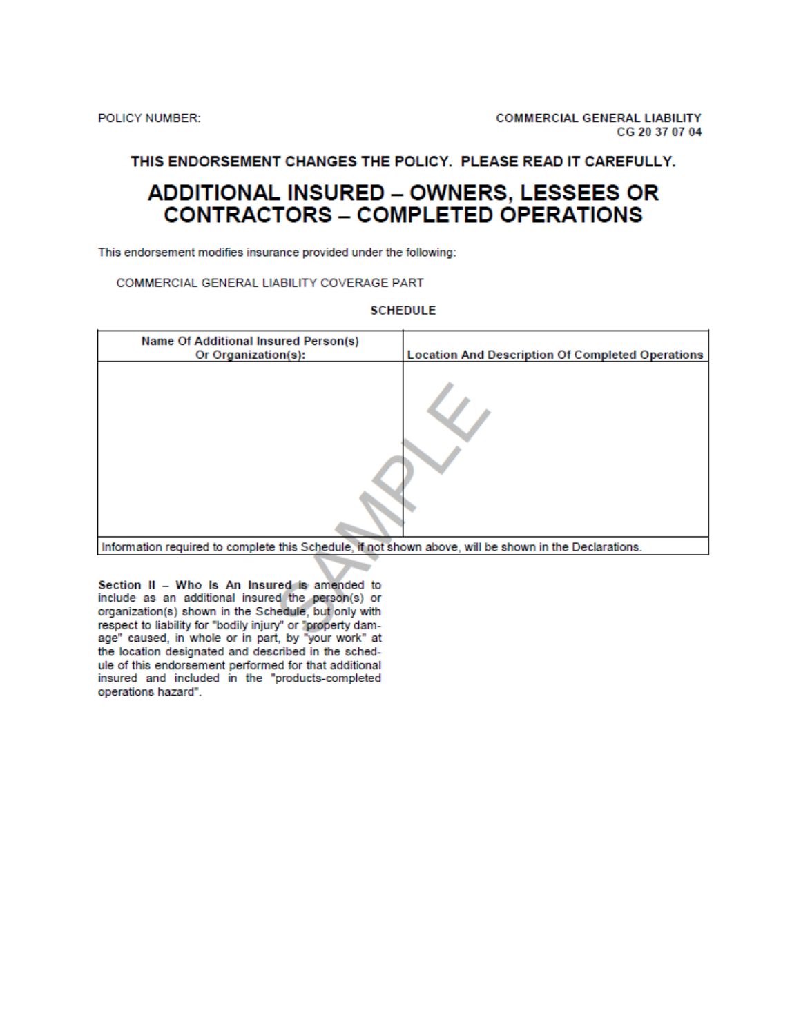POLICY NUMBER:

COMMERCIAL GENERAL LIABILITY
CG 20 37 07 04

**THIS ENDORSEMENT CHANGES THE POLICY. PLEASE READ IT CAREFULLY.**

# ADDITIONAL INSURED – OWNERS, LESSEES OR CONTRACTORS – COMPLETED OPERATIONS

This endorsement modifies insurance provided under the following:

COMMERCIAL GENERAL LIABILITY COVERAGE PART

**SCHEDULE**

| Name Of Additional Insured Person(s) Or Organization(s): | Location And Description Of Completed Operations |
|---|---|
| | |
| Information required to complete this Schedule, if not shown above, will be shown in the Declarations. | |

**Section II – Who Is An Insured** is amended to include as an additional insured the person(s) or organization(s) shown in the Schedule, but only with respect to liability for "bodily injury" or "property damage" caused, in whole or in part, by "your work" at the location designated and described in the schedule of this endorsement performed for that additional insured and included in the "products-completed operations hazard".